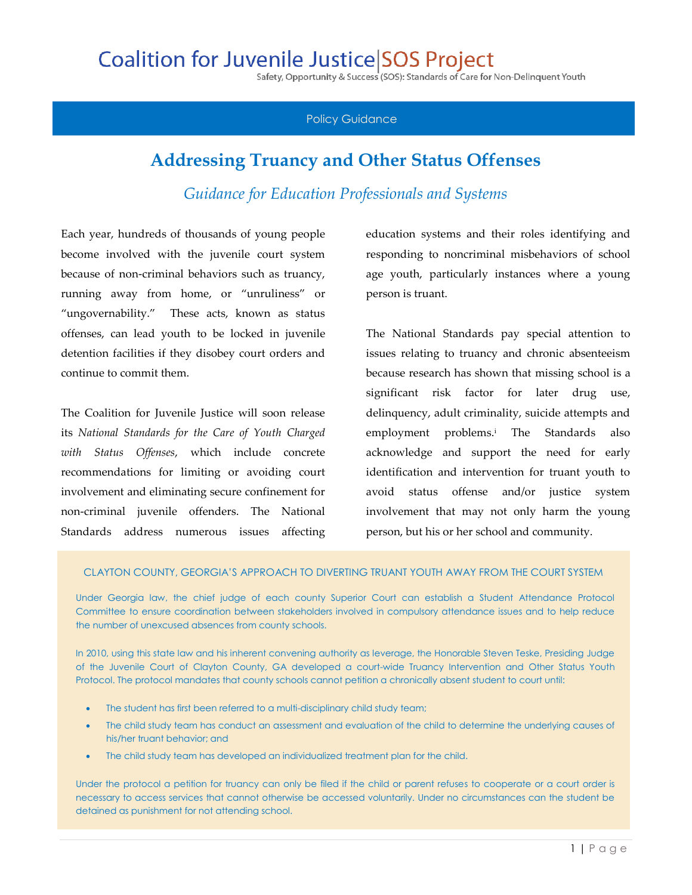# Coalition for Juvenile Justice | SOS Project

Safety, Opportunity & Success (SOS): Standards of Care for Non-Delinquent Youth

Policy Guidance

## Addressing Truancy and Other Status Offenses

### *Guidance for Education Professionals and Systems*

Each year, hundreds of thousands of young people become involved with the juvenile court system because of non-criminal behaviors such as truancy, running away from home, or "unruliness" or "ungovernability." These acts, known as status offenses, can lead youth to be locked in juvenile detention facilities if they disobey court orders and continue to commit them.

The Coalition for Juvenile Justice will soon release its *National Standards for the Care of Youth Charged with Status Offenses*, which include concrete recommendations for limiting or avoiding court involvement and eliminating secure confinement for non-criminal juvenile offenders. The National Standards address numerous issues affecting education systems and their roles identifying and responding to noncriminal misbehaviors of school age youth, particularly instances where a young person is truant.

The National Standards pay special attention to issues relating to truancy and chronic absenteeism because research has shown that missing school is a significant risk factor for later drug use, delinquency, adult criminality, suicide attempts and employment problems.[i] The Standards also acknowledge and support the need for early identification and intervention for truant youth to avoid status offense and/or justice system involvement that may not only harm the young person, but his or her school and community.

#### CLAYTON COUNTY, GEORGIA'S APPROACH TO DIVERTING TRUANT YOUTH AWAY FROM THE COURT SYSTEM

Under Georgia law, the chief judge of each county Superior Court can establish a Student Attendance Protocol Committee to ensure coordination between stakeholders involved in compulsory attendance issues and to help reduce the number of unexcused absences from county schools.

In 2010, using this state law and his inherent convening authority as leverage, the Honorable Steven Teske, Presiding Judge of the Juvenile Court of Clayton County, GA developed a court-wide Truancy Intervention and Other Status Youth Protocol. The protocol mandates that county schools cannot petition a chronically absent student to court until:

- The student has first been referred to a multi-disciplinary child study team;
- The child study team has conduct an assessment and evaluation of the child to determine the underlying causes of his/her truant behavior; and
- The child study team has developed an individualized treatment plan for the child.

Under the protocol a petition for truancy can only be filed if the child or parent refuses to cooperate or a court order is necessary to access services that cannot otherwise be accessed voluntarily. Under no circumstances can the student be detained as punishment for not attending school.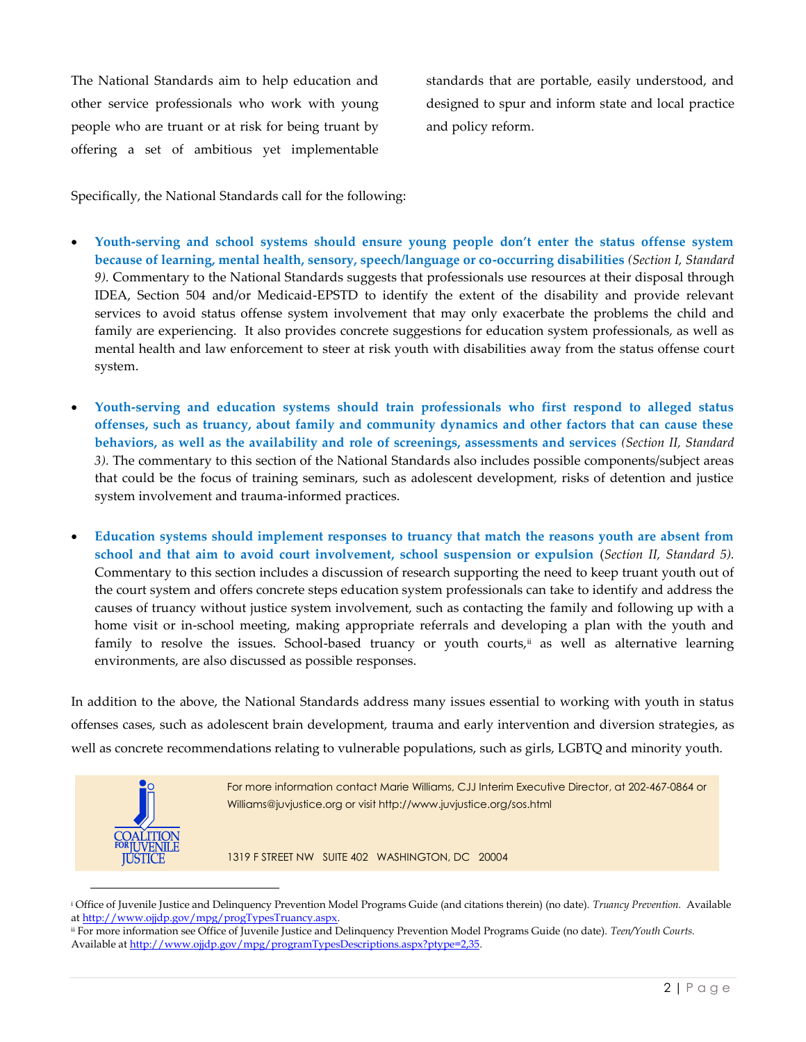The National Standards aim to help education and other service professionals who work with young people who are truant or at risk for being truant by offering a set of ambitious yet implementable standards that are portable, easily understood, and designed to spur and inform state and local practice and policy reform.

Specifically, the National Standards call for the following:

- **Youth-serving and school systems should ensure young people don't enter the status offense system because of learning, mental health, sensory, speech/language or co-occurring disabilities** *(Section I, Standard 9)*. Commentary to the National Standards suggests that professionals use resources at their disposal through IDEA, Section 504 and/or Medicaid-EPSTD to identify the extent of the disability and provide relevant services to avoid status offense system involvement that may only exacerbate the problems the child and family are experiencing. It also provides concrete suggestions for education system professionals, as well as mental health and law enforcement to steer at risk youth with disabilities away from the status offense court system.

- **Youth-serving and education systems should train professionals who first respond to alleged status offenses, such as truancy, about family and community dynamics and other factors that can cause these behaviors, as well as the availability and role of screenings, assessments and services** *(Section II, Standard 3)*. The commentary to this section of the National Standards also includes possible components/subject areas that could be the focus of training seminars, such as adolescent development, risks of detention and justice system involvement and trauma-informed practices.

- **Education systems should implement responses to truancy that match the reasons youth are absent from school and that aim to avoid court involvement, school suspension or expulsion** (*Section II, Standard 5*). Commentary to this section includes a discussion of research supporting the need to keep truant youth out of the court system and offers concrete steps education system professionals can take to identify and address the causes of truancy without justice system involvement, such as contacting the family and following up with a home visit or in-school meeting, making appropriate referrals and developing a plan with the youth and family to resolve the issues. School-based truancy or youth courts,[ii] as well as alternative learning environments, are also discussed as possible responses.

In addition to the above, the National Standards address many issues essential to working with youth in status offenses cases, such as adolescent brain development, trauma and early intervention and diversion strategies, as well as concrete recommendations relating to vulnerable populations, such as girls, LGBTQ and minority youth.

COALITION FOR JUVENILE JUSTICE

For more information contact Marie Williams, CJJ Interim Executive Director, at 202-467-0864 or Williams@juvjustice.org or visit http://www.juvjustice.org/sos.html

1319 F STREET NW SUITE 402 WASHINGTON, DC 20004

---

[i] Office of Juvenile Justice and Delinquency Prevention Model Programs Guide (and citations therein) (no date). *Truancy Prevention.* Available at http://www.ojjdp.gov/mpg/progTypesTruancy.aspx.

[ii] For more information see Office of Juvenile Justice and Delinquency Prevention Model Programs Guide (no date). *Teen/Youth Courts.* Available at http://www.ojjdp.gov/mpg/programTypesDescriptions.aspx?ptype=2,35.